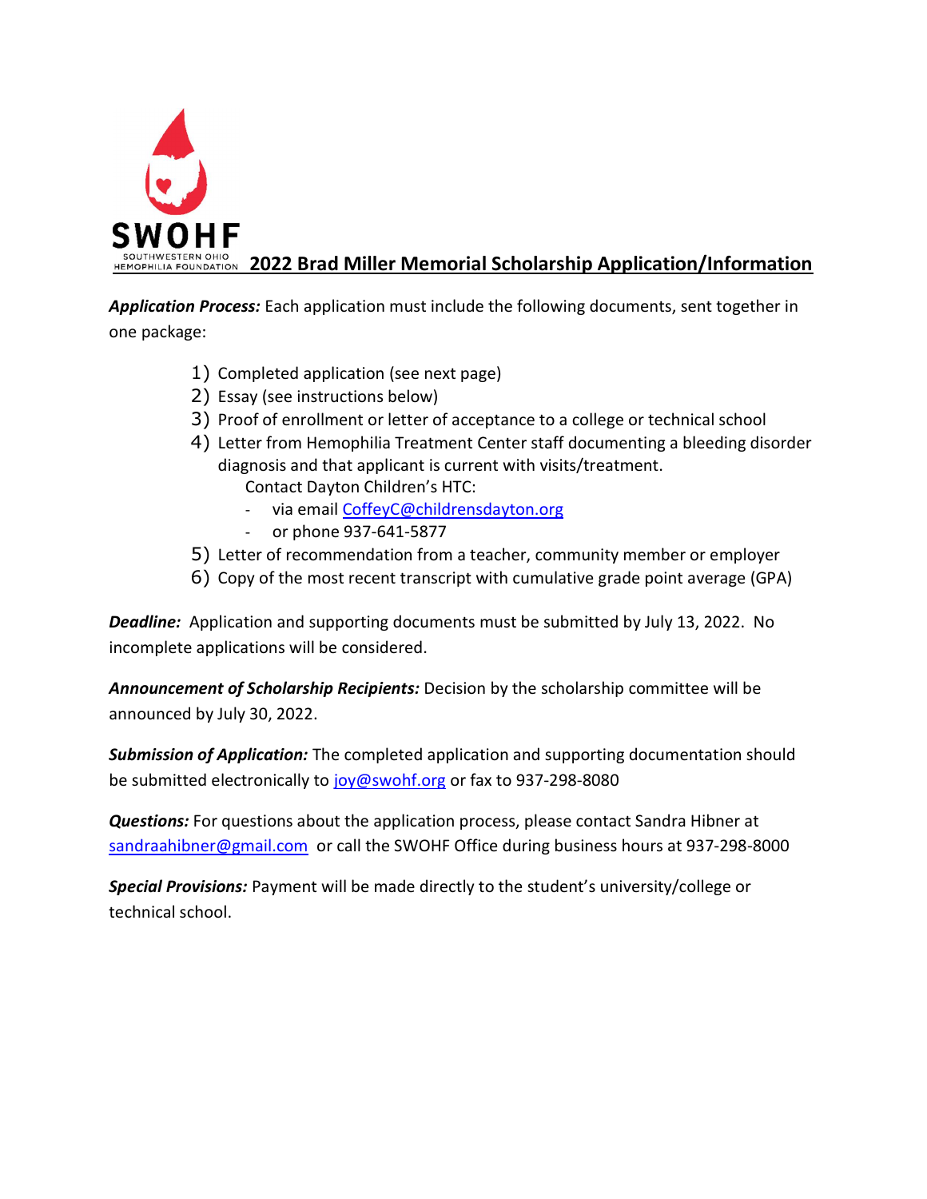SWOHF
SOUTHWESTERN OHIO HEMOPHILIA FOUNDATION

# 2022 Brad Miller Memorial Scholarship Application/Information

***Application Process:*** Each application must include the following documents, sent together in one package:

1) Completed application (see next page)
2) Essay (see instructions below)
3) Proof of enrollment or letter of acceptance to a college or technical school
4) Letter from Hemophilia Treatment Center staff documenting a bleeding disorder diagnosis and that applicant is current with visits/treatment.
   Contact Dayton Children's HTC:
   - via email CoffeyC@childrensdayton.org
   - or phone 937-641-5877
5) Letter of recommendation from a teacher, community member or employer
6) Copy of the most recent transcript with cumulative grade point average (GPA)

***Deadline:*** Application and supporting documents must be submitted by July 13, 2022. No incomplete applications will be considered.

***Announcement of Scholarship Recipients:*** Decision by the scholarship committee will be announced by July 30, 2022.

***Submission of Application:*** The completed application and supporting documentation should be submitted electronically to joy@swohf.org or fax to 937-298-8080

***Questions:*** For questions about the application process, please contact Sandra Hibner at sandraahibner@gmail.com or call the SWOHF Office during business hours at 937-298-8000

***Special Provisions:*** Payment will be made directly to the student's university/college or technical school.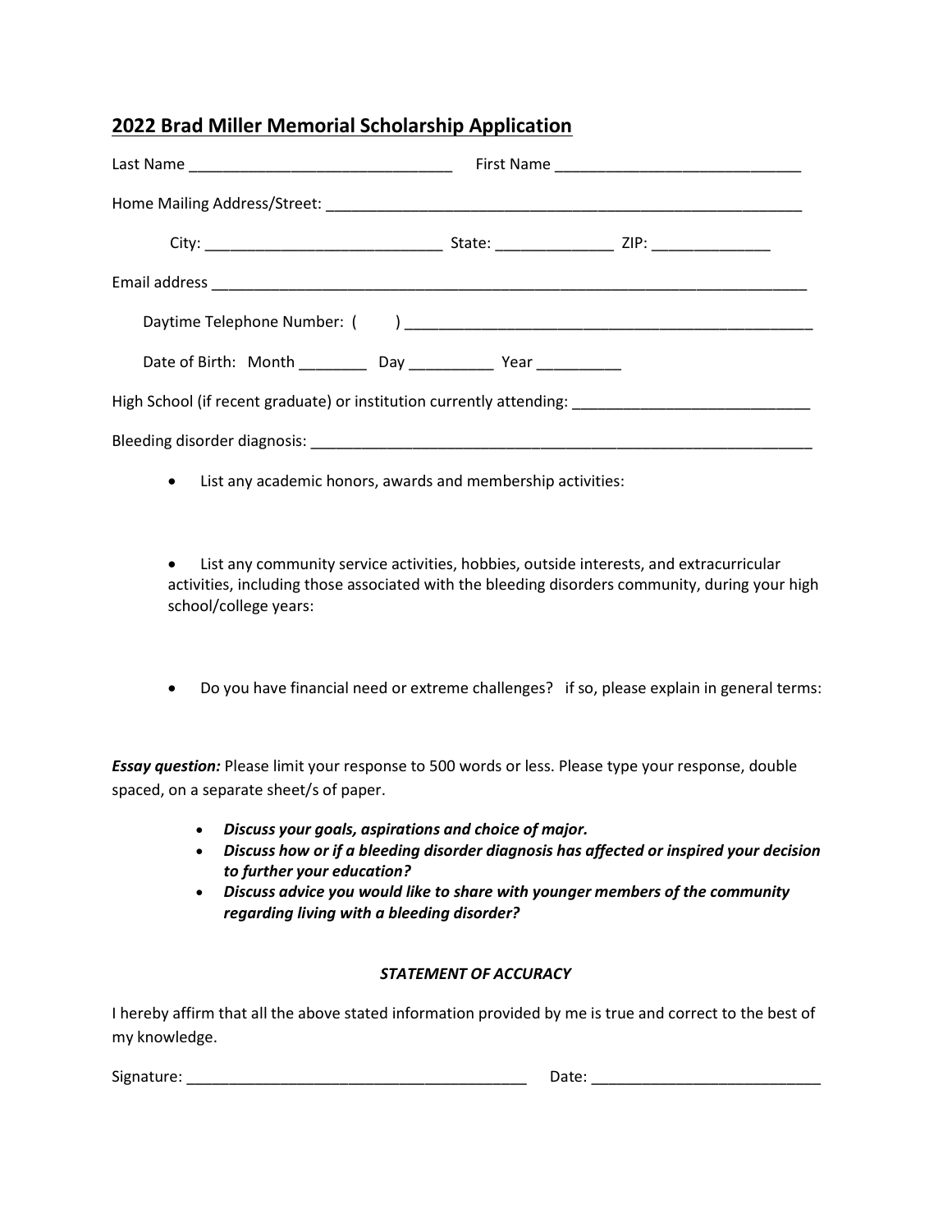## 2022 Brad Miller Memorial Scholarship Application

Last Name _______________________________ First Name _____________________________

Home Mailing Address/Street: ____________________________________________________________

City: ____________________________ State: ______________ ZIP: ______________

Email address ________________________________________________________________________

Daytime Telephone Number: ( ) _________________________________________________

Date of Birth: Month ________ Day __________ Year __________

High School (if recent graduate) or institution currently attending: ____________________________

Bleeding disorder diagnosis: ___________________________________________________________

- List any academic honors, awards and membership activities:

- List any community service activities, hobbies, outside interests, and extracurricular activities, including those associated with the bleeding disorders community, during your high school/college years:

- Do you have financial need or extreme challenges? if so, please explain in general terms:

***Essay question:*** Please limit your response to 500 words or less. Please type your response, double spaced, on a separate sheet/s of paper.

- ***Discuss your goals, aspirations and choice of major.***
- ***Discuss how or if a bleeding disorder diagnosis has affected or inspired your decision to further your education?***
- ***Discuss advice you would like to share with younger members of the community regarding living with a bleeding disorder?***

***STATEMENT OF ACCURACY***

I hereby affirm that all the above stated information provided by me is true and correct to the best of my knowledge.

Signature: _________________________________________ Date: ___________________________